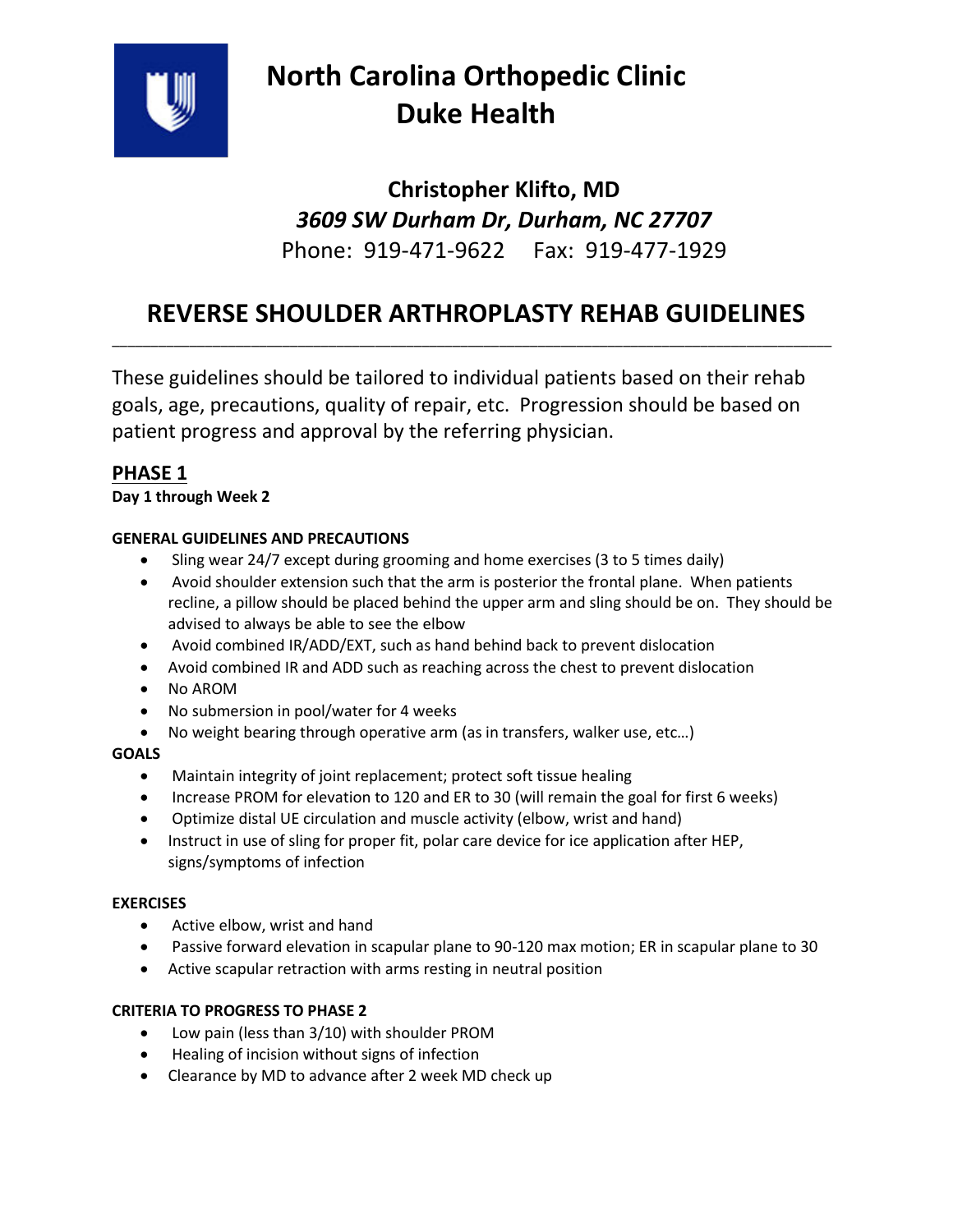# North Carolina Orthopedic Clinic
# Duke Health

**Christopher Klifto, MD**
***3609 SW Durham Dr, Durham, NC 27707***
Phone: 919-471-9622    Fax: 919-477-1929

## REVERSE SHOULDER ARTHROPLASTY REHAB GUIDELINES

---

These guidelines should be tailored to individual patients based on their rehab goals, age, precautions, quality of repair, etc. Progression should be based on patient progress and approval by the referring physician.

## PHASE 1

**Day 1 through Week 2**

**GENERAL GUIDELINES AND PRECAUTIONS**

- Sling wear 24/7 except during grooming and home exercises (3 to 5 times daily)
- Avoid shoulder extension such that the arm is posterior the frontal plane. When patients recline, a pillow should be placed behind the upper arm and sling should be on. They should be advised to always be able to see the elbow
- Avoid combined IR/ADD/EXT, such as hand behind back to prevent dislocation
- Avoid combined IR and ADD such as reaching across the chest to prevent dislocation
- No AROM
- No submersion in pool/water for 4 weeks
- No weight bearing through operative arm (as in transfers, walker use, etc…)

**GOALS**

- Maintain integrity of joint replacement; protect soft tissue healing
- Increase PROM for elevation to 120 and ER to 30 (will remain the goal for first 6 weeks)
- Optimize distal UE circulation and muscle activity (elbow, wrist and hand)
- Instruct in use of sling for proper fit, polar care device for ice application after HEP, signs/symptoms of infection

**EXERCISES**

- Active elbow, wrist and hand
- Passive forward elevation in scapular plane to 90-120 max motion; ER in scapular plane to 30
- Active scapular retraction with arms resting in neutral position

**CRITERIA TO PROGRESS TO PHASE 2**

- Low pain (less than 3/10) with shoulder PROM
- Healing of incision without signs of infection
- Clearance by MD to advance after 2 week MD check up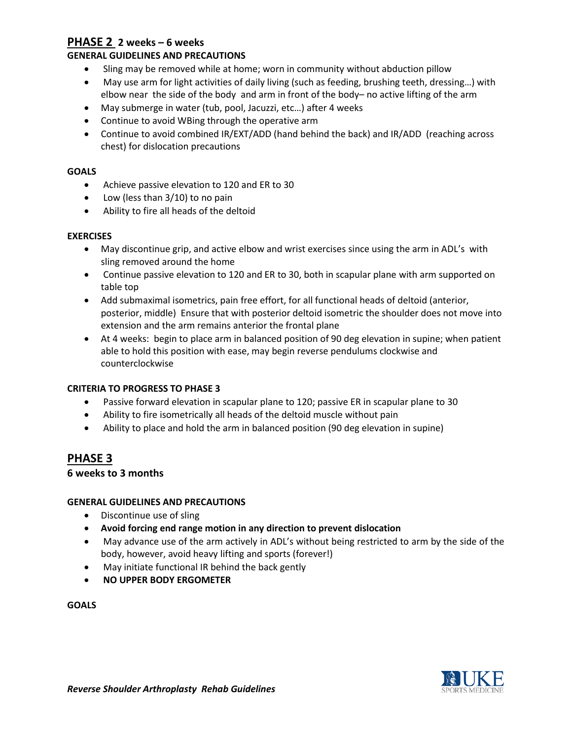## PHASE 2 2 weeks – 6 weeks

**GENERAL GUIDELINES AND PRECAUTIONS**

- Sling may be removed while at home; worn in community without abduction pillow
- May use arm for light activities of daily living (such as feeding, brushing teeth, dressing…) with elbow near the side of the body and arm in front of the body– no active lifting of the arm
- May submerge in water (tub, pool, Jacuzzi, etc…) after 4 weeks
- Continue to avoid WBing through the operative arm
- Continue to avoid combined IR/EXT/ADD (hand behind the back) and IR/ADD (reaching across chest) for dislocation precautions

**GOALS**

- Achieve passive elevation to 120 and ER to 30
- Low (less than 3/10) to no pain
- Ability to fire all heads of the deltoid

**EXERCISES**

- May discontinue grip, and active elbow and wrist exercises since using the arm in ADL's with sling removed around the home
- Continue passive elevation to 120 and ER to 30, both in scapular plane with arm supported on table top
- Add submaximal isometrics, pain free effort, for all functional heads of deltoid (anterior, posterior, middle) Ensure that with posterior deltoid isometric the shoulder does not move into extension and the arm remains anterior the frontal plane
- At 4 weeks: begin to place arm in balanced position of 90 deg elevation in supine; when patient able to hold this position with ease, may begin reverse pendulums clockwise and counterclockwise

**CRITERIA TO PROGRESS TO PHASE 3**

- Passive forward elevation in scapular plane to 120; passive ER in scapular plane to 30
- Ability to fire isometrically all heads of the deltoid muscle without pain
- Ability to place and hold the arm in balanced position (90 deg elevation in supine)

## PHASE 3

**6 weeks to 3 months**

**GENERAL GUIDELINES AND PRECAUTIONS**

- Discontinue use of sling
- **Avoid forcing end range motion in any direction to prevent dislocation**
- May advance use of the arm actively in ADL's without being restricted to arm by the side of the body, however, avoid heavy lifting and sports (forever!)
- May initiate functional IR behind the back gently
- **NO UPPER BODY ERGOMETER**

**GOALS**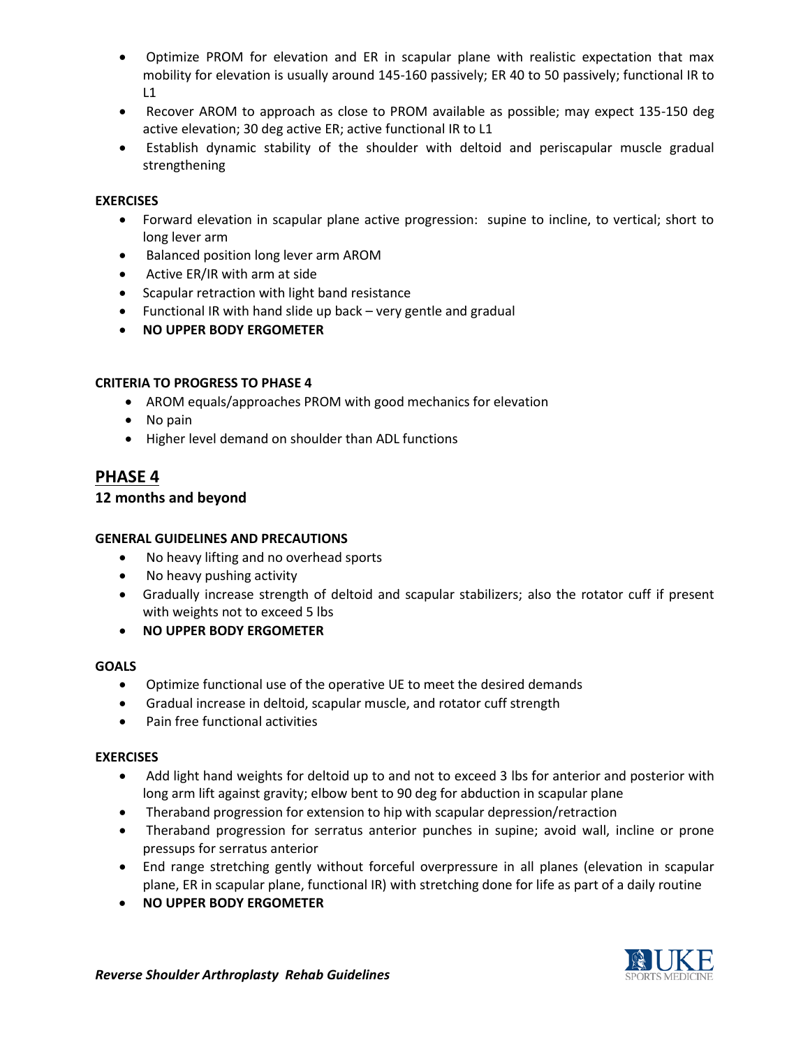- Optimize PROM for elevation and ER in scapular plane with realistic expectation that max mobility for elevation is usually around 145-160 passively; ER 40 to 50 passively; functional IR to L1
- Recover AROM to approach as close to PROM available as possible; may expect 135-150 deg active elevation; 30 deg active ER; active functional IR to L1
- Establish dynamic stability of the shoulder with deltoid and periscapular muscle gradual strengthening

**EXERCISES**

- Forward elevation in scapular plane active progression: supine to incline, to vertical; short to long lever arm
- Balanced position long lever arm AROM
- Active ER/IR with arm at side
- Scapular retraction with light band resistance
- Functional IR with hand slide up back – very gentle and gradual
- **NO UPPER BODY ERGOMETER**

**CRITERIA TO PROGRESS TO PHASE 4**

- AROM equals/approaches PROM with good mechanics for elevation
- No pain
- Higher level demand on shoulder than ADL functions

## PHASE 4

### 12 months and beyond

**GENERAL GUIDELINES AND PRECAUTIONS**

- No heavy lifting and no overhead sports
- No heavy pushing activity
- Gradually increase strength of deltoid and scapular stabilizers; also the rotator cuff if present with weights not to exceed 5 lbs
- **NO UPPER BODY ERGOMETER**

**GOALS**

- Optimize functional use of the operative UE to meet the desired demands
- Gradual increase in deltoid, scapular muscle, and rotator cuff strength
- Pain free functional activities

**EXERCISES**

- Add light hand weights for deltoid up to and not to exceed 3 lbs for anterior and posterior with long arm lift against gravity; elbow bent to 90 deg for abduction in scapular plane
- Theraband progression for extension to hip with scapular depression/retraction
- Theraband progression for serratus anterior punches in supine; avoid wall, incline or prone pressups for serratus anterior
- End range stretching gently without forceful overpressure in all planes (elevation in scapular plane, ER in scapular plane, functional IR) with stretching done for life as part of a daily routine
- **NO UPPER BODY ERGOMETER**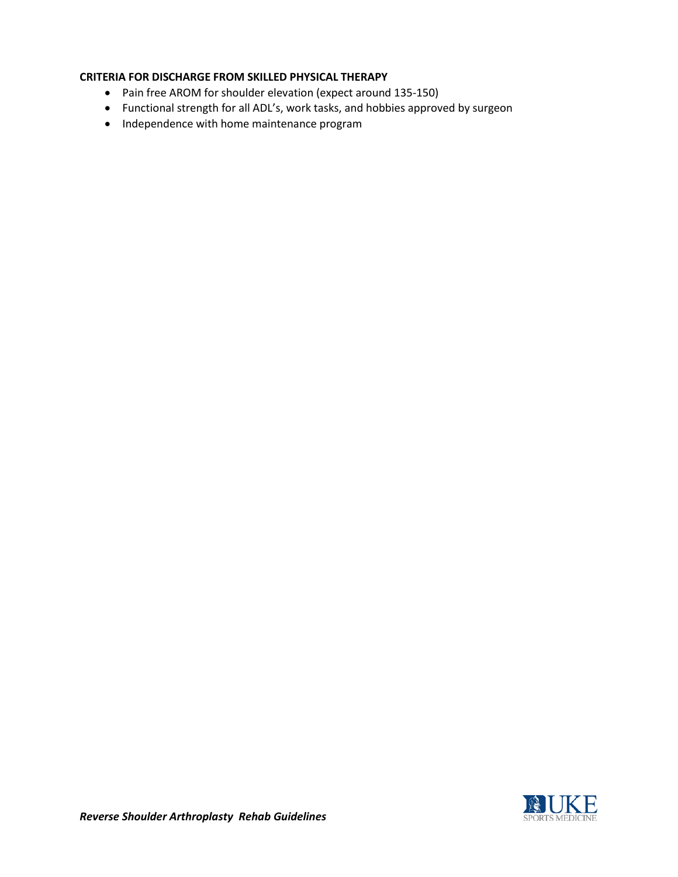**CRITERIA FOR DISCHARGE FROM SKILLED PHYSICAL THERAPY**

- Pain free AROM for shoulder elevation (expect around 135-150)
- Functional strength for all ADL's, work tasks, and hobbies approved by surgeon
- Independence with home maintenance program